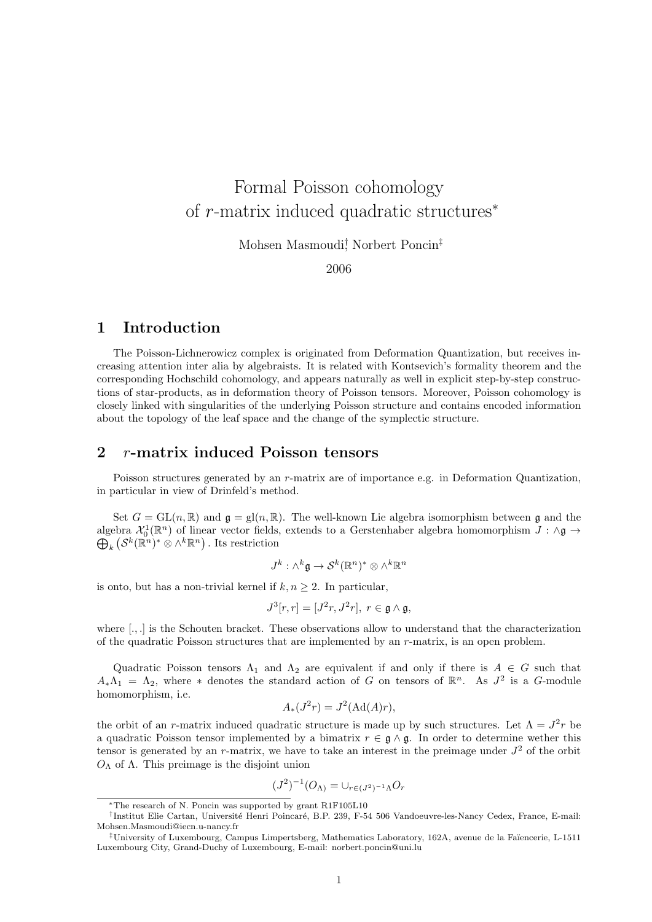# Formal Poisson cohomology of $r$-matrix induced quadratic structures*

Mohsen Masmoudi†, Norbert Poncin‡

2006

## 1 Introduction

The Poisson-Lichnerowicz complex is originated from Deformation Quantization, but receives increasing attention inter alia by algebraists. It is related with Kontsevich's formality theorem and the corresponding Hochschild cohomology, and appears naturally as well in explicit step-by-step constructions of star-products, as in deformation theory of Poisson tensors. Moreover, Poisson cohomology is closely linked with singularities of the underlying Poisson structure and contains encoded information about the topology of the leaf space and the change of the symplectic structure.

## 2 $r$-matrix induced Poisson tensors

Poisson structures generated by an $r$-matrix are of importance e.g. in Deformation Quantization, in particular in view of Drinfeld's method.

Set $G = \mathrm{GL}(n, \mathbb{R})$ and $\mathfrak{g} = \mathrm{gl}(n, \mathbb{R})$. The well-known Lie algebra isomorphism between $\mathfrak{g}$ and the algebra $\mathcal{X}_0^1(\mathbb{R}^n)$ of linear vector fields, extends to a Gerstenhaber algebra homomorphism $J : \wedge\mathfrak{g} \to \bigoplus_k \left(\mathcal{S}^k(\mathbb{R}^n)^* \otimes \wedge^k\mathbb{R}^n\right)$. Its restriction

$$J^k : \wedge^k\mathfrak{g} \to \mathcal{S}^k(\mathbb{R}^n)^* \otimes \wedge^k\mathbb{R}^n$$

is onto, but has a non-trivial kernel if $k, n \geq 2$. In particular,

$$J^3[r, r] = [J^2 r, J^2 r],\ r \in \mathfrak{g} \wedge \mathfrak{g},$$

where $[.,.]$ is the Schouten bracket. These observations allow to understand that the characterization of the quadratic Poisson structures that are implemented by an $r$-matrix, is an open problem.

Quadratic Poisson tensors $\Lambda_1$ and $\Lambda_2$ are equivalent if and only if there is $A \in G$ such that $A_*\Lambda_1 = \Lambda_2$, where $*$ denotes the standard action of $G$ on tensors of $\mathbb{R}^n$. As $J^2$ is a $G$-module homomorphism, i.e.

$$A_*(J^2 r) = J^2(\mathrm{Ad}(A)r),$$

the orbit of an $r$-matrix induced quadratic structure is made up by such structures. Let $\Lambda = J^2 r$ be a quadratic Poisson tensor implemented by a bimatrix $r \in \mathfrak{g} \wedge \mathfrak{g}$. In order to determine wether this tensor is generated by an $r$-matrix, we have to take an interest in the preimage under $J^2$ of the orbit $O_\Lambda$ of $\Lambda$. This preimage is the disjoint union

$$(J^2)^{-1}(O_\Lambda) = \cup_{r \in (J^2)^{-1}\Lambda} O_r$$

*The research of N. Poncin was supported by grant R1F105L10

†Institut Elie Cartan, Université Henri Poincaré, B.P. 239, F-54 506 Vandoeuvre-les-Nancy Cedex, France, E-mail: Mohsen.Masmoudi@iecn.u-nancy.fr

‡University of Luxembourg, Campus Limpertsberg, Mathematics Laboratory, 162A, avenue de la Faïencerie, L-1511 Luxembourg City, Grand-Duchy of Luxembourg, E-mail: norbert.poncin@uni.lu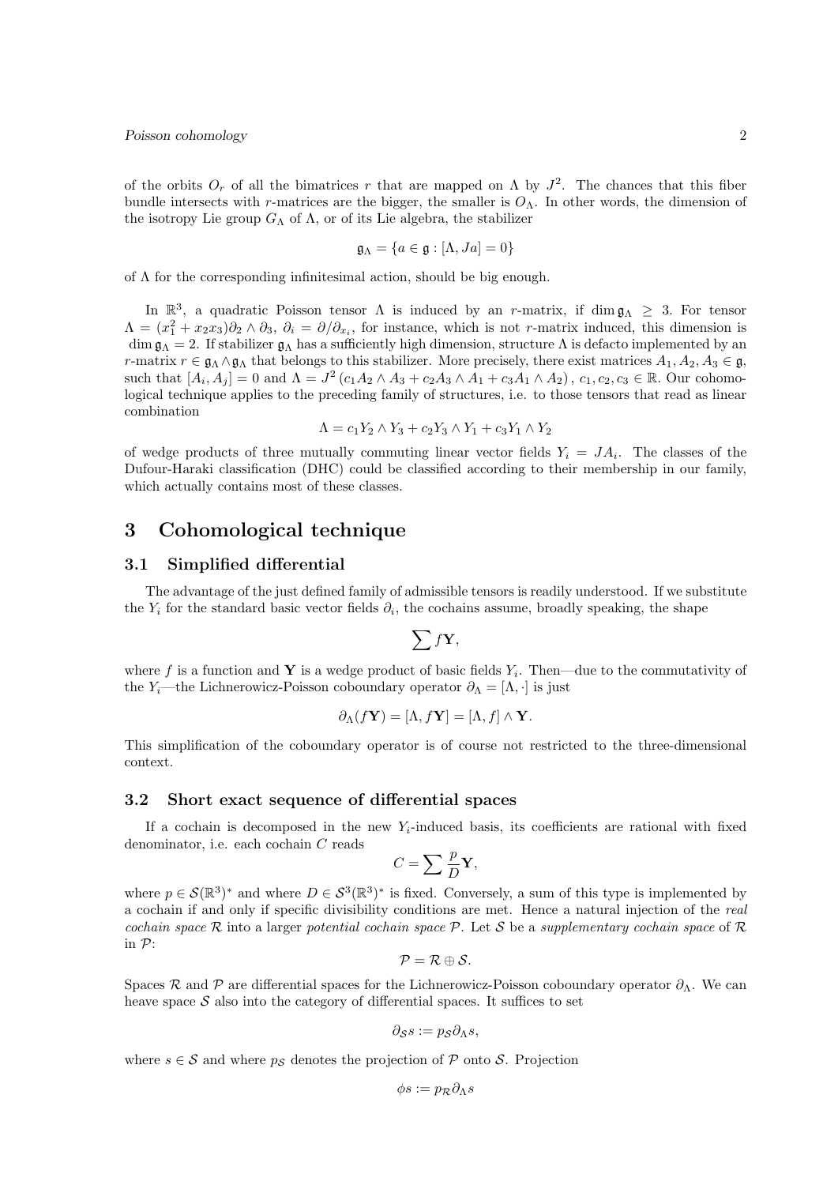of the orbits $O_r$ of all the bimatrices $r$ that are mapped on $\Lambda$ by $J^2$. The chances that this fiber bundle intersects with $r$-matrices are the bigger, the smaller is $O_\Lambda$. In other words, the dimension of the isotropy Lie group $G_\Lambda$ of $\Lambda$, or of its Lie algebra, the stabilizer

$$\mathfrak{g}_\Lambda = \{a \in \mathfrak{g} : [\Lambda, Ja] = 0\}$$

of $\Lambda$ for the corresponding infinitesimal action, should be big enough.

In $\mathbb{R}^3$, a quadratic Poisson tensor $\Lambda$ is induced by an $r$-matrix, if $\dim \mathfrak{g}_\Lambda \geq 3$. For tensor $\Lambda = (x_1^2 + x_2 x_3)\partial_2 \wedge \partial_3$, $\partial_i = \partial/\partial_{x_i}$, for instance, which is not $r$-matrix induced, this dimension is $\dim \mathfrak{g}_\Lambda = 2$. If stabilizer $\mathfrak{g}_\Lambda$ has a sufficiently high dimension, structure $\Lambda$ is defacto implemented by an $r$-matrix $r \in \mathfrak{g}_\Lambda \wedge \mathfrak{g}_\Lambda$ that belongs to this stabilizer. More precisely, there exist matrices $A_1, A_2, A_3 \in \mathfrak{g}$, such that $[A_i, A_j] = 0$ and $\Lambda = J^2 (c_1 A_2 \wedge A_3 + c_2 A_3 \wedge A_1 + c_3 A_1 \wedge A_2)$, $c_1, c_2, c_3 \in \mathbb{R}$. Our cohomological technique applies to the preceding family of structures, i.e. to those tensors that read as linear combination

$$\Lambda = c_1 Y_2 \wedge Y_3 + c_2 Y_3 \wedge Y_1 + c_3 Y_1 \wedge Y_2$$

of wedge products of three mutually commuting linear vector fields $Y_i = JA_i$. The classes of the Dufour-Haraki classification (DHC) could be classified according to their membership in our family, which actually contains most of these classes.

# 3 Cohomological technique

## 3.1 Simplified differential

The advantage of the just defined family of admissible tensors is readily understood. If we substitute the $Y_i$ for the standard basic vector fields $\partial_i$, the cochains assume, broadly speaking, the shape

$$\sum f\mathbf{Y},$$

where $f$ is a function and $\mathbf{Y}$ is a wedge product of basic fields $Y_i$. Then—due to the commutativity of the $Y_i$—the Lichnerowicz-Poisson coboundary operator $\partial_\Lambda = [\Lambda, \cdot]$ is just

$$\partial_\Lambda (f\mathbf{Y}) = [\Lambda, f\mathbf{Y}] = [\Lambda, f] \wedge \mathbf{Y}.$$

This simplification of the coboundary operator is of course not restricted to the three-dimensional context.

## 3.2 Short exact sequence of differential spaces

If a cochain is decomposed in the new $Y_i$-induced basis, its coefficients are rational with fixed denominator, i.e. each cochain $C$ reads

$$C = \sum \frac{p}{D}\mathbf{Y},$$

where $p \in \mathcal{S}(\mathbb{R}^3)^*$ and where $D \in \mathcal{S}^3(\mathbb{R}^3)^*$ is fixed. Conversely, a sum of this type is implemented by a cochain if and only if specific divisibility conditions are met. Hence a natural injection of the *real cochain space* $\mathcal{R}$ into a larger *potential cochain space* $\mathcal{P}$. Let $\mathcal{S}$ be a *supplementary cochain space* of $\mathcal{R}$ in $\mathcal{P}$:

$$\mathcal{P} = \mathcal{R} \oplus \mathcal{S}.$$

Spaces $\mathcal{R}$ and $\mathcal{P}$ are differential spaces for the Lichnerowicz-Poisson coboundary operator $\partial_\Lambda$. We can heave space $\mathcal{S}$ also into the category of differential spaces. It suffices to set

$$\partial_\mathcal{S} s := p_\mathcal{S} \partial_\Lambda s,$$

where $s \in \mathcal{S}$ and where $p_\mathcal{S}$ denotes the projection of $\mathcal{P}$ onto $\mathcal{S}$. Projection

$$\phi s := p_\mathcal{R} \partial_\Lambda s$$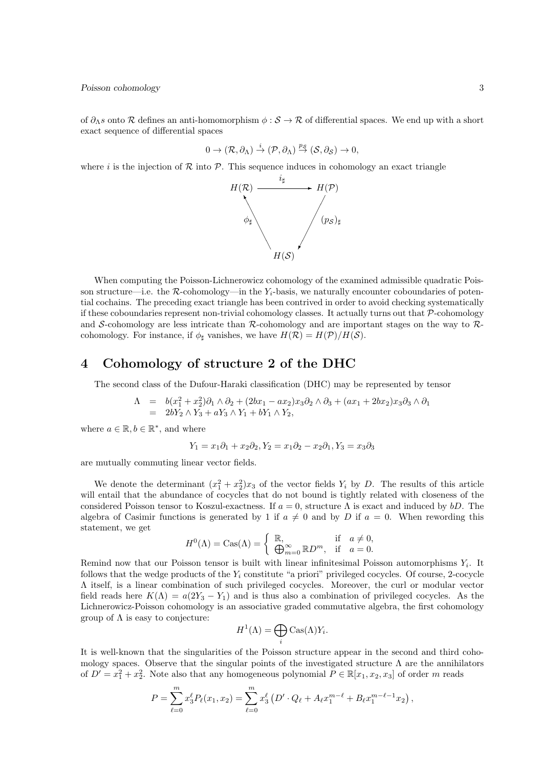of $\partial_\Lambda s$ onto $\mathcal{R}$ defines an anti-homomorphism $\phi : \mathcal{S} \to \mathcal{R}$ of differential spaces. We end up with a short exact sequence of differential spaces

$$0 \to (\mathcal{R}, \partial_\Lambda) \stackrel{i}{\to} (\mathcal{P}, \partial_\Lambda) \stackrel{p_{\mathcal{S}}}{\to} (\mathcal{S}, \partial_{\mathcal{S}}) \to 0,$$

where $i$ is the injection of $\mathcal{R}$ into $\mathcal{P}$. This sequence induces in cohomology an exact triangle

$$\begin{array}{ccc} H(\mathcal{R}) & \xrightarrow{\;i_\sharp\;} & H(\mathcal{P}) \\ {\scriptstyle \phi_\sharp}\nwarrow & & \swarrow{\scriptstyle (p_{\mathcal{S}})_\sharp} \\ & H(\mathcal{S}) & \end{array}$$

When computing the Poisson-Lichnerowicz cohomology of the examined admissible quadratic Poisson structure—i.e. the $\mathcal{R}$-cohomology—in the $Y_i$-basis, we naturally encounter coboundaries of potential cochains. The preceding exact triangle has been contrived in order to avoid checking systematically if these coboundaries represent non-trivial cohomology classes. It actually turns out that $\mathcal{P}$-cohomology and $\mathcal{S}$-cohomology are less intricate than $\mathcal{R}$-cohomology and are important stages on the way to $\mathcal{R}$-cohomology. For instance, if $\phi_\sharp$ vanishes, we have $H(\mathcal{R}) = H(\mathcal{P})/H(\mathcal{S})$.

# 4 Cohomology of structure 2 of the DHC

The second class of the Dufour-Haraki classification (DHC) may be represented by tensor

$$\begin{aligned} \Lambda &= b(x_1^2 + x_2^2)\partial_1 \wedge \partial_2 + (2bx_1 - ax_2)x_3\partial_2 \wedge \partial_3 + (ax_1 + 2bx_2)x_3\partial_3 \wedge \partial_1 \\ &= 2bY_2 \wedge Y_3 + aY_3 \wedge Y_1 + bY_1 \wedge Y_2, \end{aligned}$$

where $a \in \mathbb{R}, b \in \mathbb{R}^*$, and where

$$Y_1 = x_1\partial_1 + x_2\partial_2, Y_2 = x_1\partial_2 - x_2\partial_1, Y_3 = x_3\partial_3$$

are mutually commuting linear vector fields.

We denote the determinant $(x_1^2 + x_2^2)x_3$ of the vector fields $Y_i$ by $D$. The results of this article will entail that the abundance of cocycles that do not bound is tightly related with closeness of the considered Poisson tensor to Koszul-exactness. If $a = 0$, structure $\Lambda$ is exact and induced by $bD$. The algebra of Casimir functions is generated by 1 if $a \neq 0$ and by $D$ if $a = 0$. When rewording this statement, we get

$$H^0(\Lambda) = \mathrm{Cas}(\Lambda) = \begin{cases} \mathbb{R}, & \text{if } \; a \neq 0, \\ \bigoplus_{m=0}^{\infty} \mathbb{R}D^m, & \text{if } \; a = 0. \end{cases}$$

Remind now that our Poisson tensor is built with linear infinitesimal Poisson automorphisms $Y_i$. It follows that the wedge products of the $Y_i$ constitute "a priori" privileged cocycles. Of course, 2-cocycle $\Lambda$ itself, is a linear combination of such privileged cocycles. Moreover, the curl or modular vector field reads here $K(\Lambda) = a(2Y_3 - Y_1)$ and is thus also a combination of privileged cocycles. As the Lichnerowicz-Poisson cohomology is an associative graded commutative algebra, the first cohomology group of $\Lambda$ is easy to conjecture:

$$H^1(\Lambda) = \bigoplus_i \mathrm{Cas}(\Lambda)Y_i.$$

It is well-known that the singularities of the Poisson structure appear in the second and third cohomology spaces. Observe that the singular points of the investigated structure $\Lambda$ are the annihilators of $D' = x_1^2 + x_2^2$. Note also that any homogeneous polynomial $P \in \mathbb{R}[x_1, x_2, x_3]$ of order $m$ reads

$$P = \sum_{\ell=0}^{m} x_3^\ell P_\ell(x_1, x_2) = \sum_{\ell=0}^{m} x_3^\ell \left(D' \cdot Q_\ell + A_\ell x_1^{m-\ell} + B_\ell x_1^{m-\ell-1}x_2\right),$$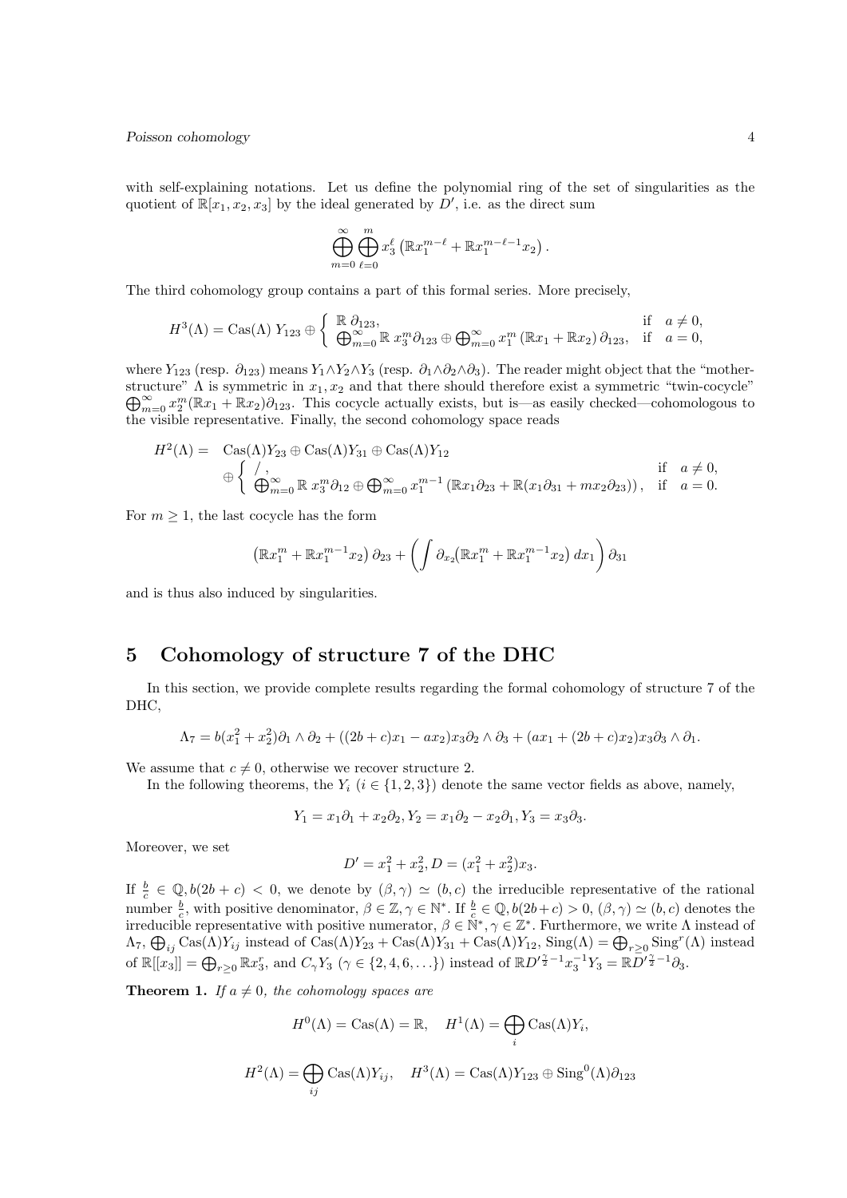with self-explaining notations. Let us define the polynomial ring of the set of singularities as the quotient of $\mathbb{R}[x_1, x_2, x_3]$ by the ideal generated by $D'$, i.e. as the direct sum

$$\bigoplus_{m=0}^{\infty} \bigoplus_{\ell=0}^{m} x_3^{\ell} \left(\mathbb{R}x_1^{m-\ell} + \mathbb{R}x_1^{m-\ell-1}x_2\right).$$

The third cohomology group contains a part of this formal series. More precisely,

$$H^3(\Lambda) = \mathrm{Cas}(\Lambda)\; Y_{123} \oplus \begin{cases} \mathbb{R}\;\partial_{123}, & \text{if} \quad a \neq 0, \\ \bigoplus_{m=0}^{\infty} \mathbb{R}\; x_3^m \partial_{123} \oplus \bigoplus_{m=0}^{\infty} x_1^m \left(\mathbb{R}x_1 + \mathbb{R}x_2\right) \partial_{123}, & \text{if} \quad a = 0, \end{cases}$$

where $Y_{123}$ (resp. $\partial_{123}$) means $Y_1 \wedge Y_2 \wedge Y_3$ (resp. $\partial_1 \wedge \partial_2 \wedge \partial_3$). The reader might object that the "mother-structure" $\Lambda$ is symmetric in $x_1, x_2$ and that there should therefore exist a symmetric "twin-cocycle" $\bigoplus_{m=0}^{\infty} x_2^m (\mathbb{R}x_1 + \mathbb{R}x_2)\partial_{123}$. This cocycle actually exists, but is—as easily checked—cohomologous to the visible representative. Finally, the second cohomology space reads

$$\begin{aligned} H^2(\Lambda) = \;& \mathrm{Cas}(\Lambda)Y_{23} \oplus \mathrm{Cas}(\Lambda)Y_{31} \oplus \mathrm{Cas}(\Lambda)Y_{12} \\ & \oplus \begin{cases} \;/\,, & \text{if} \quad a \neq 0, \\ \bigoplus_{m=0}^{\infty} \mathbb{R}\; x_3^m \partial_{12} \oplus \bigoplus_{m=0}^{\infty} x_1^{m-1} \left(\mathbb{R}x_1 \partial_{23} + \mathbb{R}(x_1 \partial_{31} + m x_2 \partial_{23})\right), & \text{if} \quad a = 0. \end{cases} \end{aligned}$$

For $m \geq 1$, the last cocycle has the form

$$\left(\mathbb{R}x_1^m + \mathbb{R}x_1^{m-1}x_2\right)\partial_{23} + \left(\int \partial_{x_2}\!\left(\mathbb{R}x_1^m + \mathbb{R}x_1^{m-1}x_2\right) dx_1\right)\partial_{31}$$

and is thus also induced by singularities.

## 5 Cohomology of structure 7 of the DHC

In this section, we provide complete results regarding the formal cohomology of structure 7 of the DHC,

$$\Lambda_7 = b(x_1^2 + x_2^2)\partial_1 \wedge \partial_2 + ((2b + c)x_1 - ax_2)x_3\partial_2 \wedge \partial_3 + (ax_1 + (2b + c)x_2)x_3\partial_3 \wedge \partial_1.$$

We assume that $c \neq 0$, otherwise we recover structure 2.

In the following theorems, the $Y_i$ ($i \in \{1, 2, 3\}$) denote the same vector fields as above, namely,

$$Y_1 = x_1\partial_1 + x_2\partial_2, Y_2 = x_1\partial_2 - x_2\partial_1, Y_3 = x_3\partial_3.$$

Moreover, we set

$$D' = x_1^2 + x_2^2, D = (x_1^2 + x_2^2)x_3.$$

If $\frac{b}{c} \in \mathbb{Q}, b(2b + c) < 0$, we denote by $(\beta, \gamma) \simeq (b, c)$ the irreducible representative of the rational number $\frac{b}{c}$, with positive denominator, $\beta \in \mathbb{Z}, \gamma \in \mathbb{N}^*$. If $\frac{b}{c} \in \mathbb{Q}, b(2b+c) > 0$, $(\beta, \gamma) \simeq (b, c)$ denotes the irreducible representative with positive numerator, $\beta \in \mathbb{N}^*, \gamma \in \mathbb{Z}^*$. Furthermore, we write $\Lambda$ instead of $\Lambda_7$, $\bigoplus_{ij} \mathrm{Cas}(\Lambda)Y_{ij}$ instead of $\mathrm{Cas}(\Lambda)Y_{23} + \mathrm{Cas}(\Lambda)Y_{31} + \mathrm{Cas}(\Lambda)Y_{12}$, $\mathrm{Sing}(\Lambda) = \bigoplus_{r \geq 0} \mathrm{Sing}^r(\Lambda)$ instead of $\mathbb{R}[[x_3]] = \bigoplus_{r \geq 0} \mathbb{R}x_3^r$, and $C_\gamma Y_3$ ($\gamma \in \{2, 4, 6, \ldots\}$) instead of $\mathbb{R}D'^{\frac{\gamma}{2}-1}x_3^{-1}Y_3 = \mathbb{R}D'^{\frac{\gamma}{2}-1}\partial_3$.

**Theorem 1.** *If $a \neq 0$, the cohomology spaces are*

$$H^0(\Lambda) = \mathrm{Cas}(\Lambda) = \mathbb{R}, \quad H^1(\Lambda) = \bigoplus_i \mathrm{Cas}(\Lambda)Y_i,$$

$$H^2(\Lambda) = \bigoplus_{ij} \mathrm{Cas}(\Lambda)Y_{ij}, \quad H^3(\Lambda) = \mathrm{Cas}(\Lambda)Y_{123} \oplus \mathrm{Sing}^0(\Lambda)\partial_{123}$$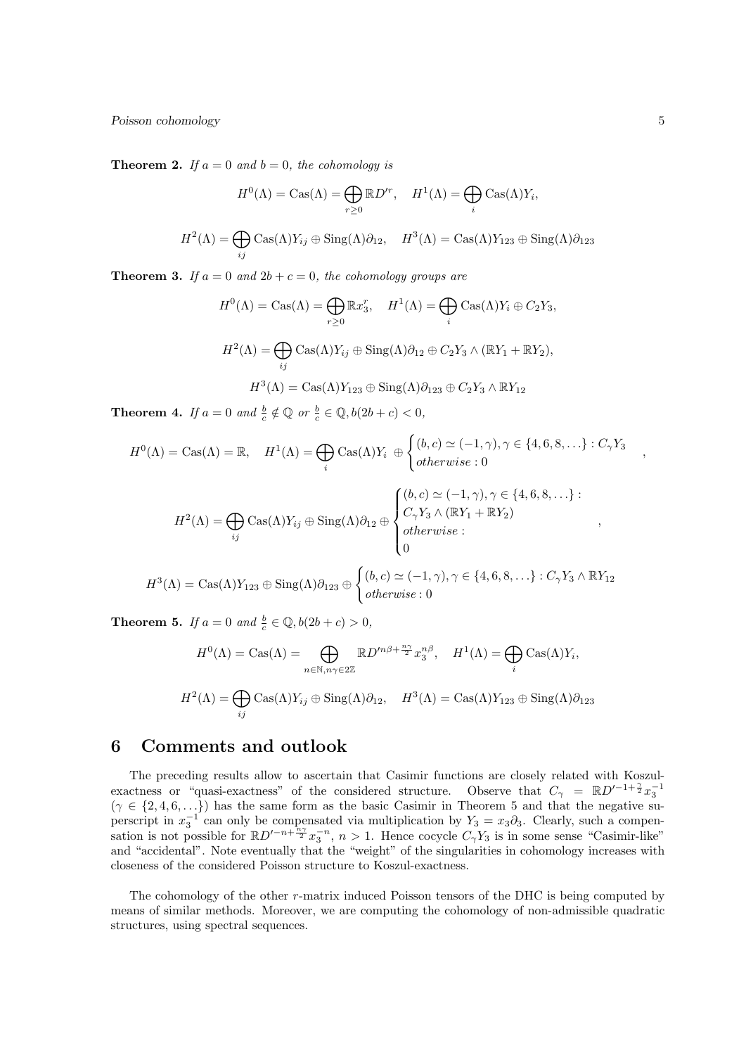**Theorem 2.** *If $a = 0$ and $b = 0$, the cohomology is*

$$H^0(\Lambda) = \mathrm{Cas}(\Lambda) = \bigoplus_{r\geq 0} \mathbb{R}D'^r, \quad H^1(\Lambda) = \bigoplus_i \mathrm{Cas}(\Lambda) Y_i,$$

$$H^2(\Lambda) = \bigoplus_{ij} \mathrm{Cas}(\Lambda) Y_{ij} \oplus \mathrm{Sing}(\Lambda)\partial_{12}, \quad H^3(\Lambda) = \mathrm{Cas}(\Lambda) Y_{123} \oplus \mathrm{Sing}(\Lambda)\partial_{123}$$

**Theorem 3.** *If $a = 0$ and $2b + c = 0$, the cohomology groups are*

$$H^0(\Lambda) = \mathrm{Cas}(\Lambda) = \bigoplus_{r\geq 0} \mathbb{R}x_3^r, \quad H^1(\Lambda) = \bigoplus_i \mathrm{Cas}(\Lambda) Y_i \oplus C_2 Y_3,$$

$$H^2(\Lambda) = \bigoplus_{ij} \mathrm{Cas}(\Lambda) Y_{ij} \oplus \mathrm{Sing}(\Lambda)\partial_{12} \oplus C_2 Y_3 \wedge (\mathbb{R}Y_1 + \mathbb{R}Y_2),$$

$$H^3(\Lambda) = \mathrm{Cas}(\Lambda) Y_{123} \oplus \mathrm{Sing}(\Lambda)\partial_{123} \oplus C_2 Y_3 \wedge \mathbb{R}Y_{12}$$

**Theorem 4.** *If $a = 0$ and $\frac{b}{c} \notin \mathbb{Q}$ or $\frac{b}{c} \in \mathbb{Q}, b(2b + c) < 0$,*

$$H^0(\Lambda) = \mathrm{Cas}(\Lambda) = \mathbb{R}, \quad H^1(\Lambda) = \bigoplus_i \mathrm{Cas}(\Lambda) Y_i \ \oplus \begin{cases} (b, c) \simeq (-1, \gamma), \gamma \in \{4, 6, 8, \ldots\} : C_\gamma Y_3 \\ otherwise : 0 \end{cases},$$

$$H^2(\Lambda) = \bigoplus_{ij} \mathrm{Cas}(\Lambda) Y_{ij} \oplus \mathrm{Sing}(\Lambda)\partial_{12} \oplus \begin{cases} (b, c) \simeq (-1, \gamma), \gamma \in \{4, 6, 8, \ldots\} : \\ C_\gamma Y_3 \wedge (\mathbb{R}Y_1 + \mathbb{R}Y_2) \\ otherwise : \\ 0 \end{cases},$$

$$H^3(\Lambda) = \mathrm{Cas}(\Lambda) Y_{123} \oplus \mathrm{Sing}(\Lambda)\partial_{123} \oplus \begin{cases} (b, c) \simeq (-1, \gamma), \gamma \in \{4, 6, 8, \ldots\} : C_\gamma Y_3 \wedge \mathbb{R}Y_{12} \\ otherwise : 0 \end{cases}$$

**Theorem 5.** *If $a = 0$ and $\frac{b}{c} \in \mathbb{Q}, b(2b + c) > 0$,*

$$H^0(\Lambda) = \mathrm{Cas}(\Lambda) = \bigoplus_{n\in\mathbb{N}, n\gamma\in 2\mathbb{Z}} \mathbb{R}D'^{n\beta + \frac{n\gamma}{2}} x_3^{n\beta}, \quad H^1(\Lambda) = \bigoplus_i \mathrm{Cas}(\Lambda) Y_i,$$

$$H^2(\Lambda) = \bigoplus_{ij} \mathrm{Cas}(\Lambda) Y_{ij} \oplus \mathrm{Sing}(\Lambda)\partial_{12}, \quad H^3(\Lambda) = \mathrm{Cas}(\Lambda) Y_{123} \oplus \mathrm{Sing}(\Lambda)\partial_{123}$$

## 6 Comments and outlook

The preceding results allow to ascertain that Casimir functions are closely related with Koszul-exactness or "quasi-exactness" of the considered structure. Observe that $C_\gamma = \mathbb{R}D'^{-1+\frac{\gamma}{2}} x_3^{-1}$ ($\gamma \in \{2, 4, 6, \ldots\}$) has the same form as the basic Casimir in Theorem 5 and that the negative superscript in $x_3^{-1}$ can only be compensated via multiplication by $Y_3 = x_3\partial_3$. Clearly, such a compensation is not possible for $\mathbb{R}D'^{-n+\frac{n\gamma}{2}} x_3^{-n}$, $n > 1$. Hence cocycle $C_\gamma Y_3$ is in some sense "Casimir-like" and "accidental". Note eventually that the "weight" of the singularities in cohomology increases with closeness of the considered Poisson structure to Koszul-exactness.

The cohomology of the other $r$-matrix induced Poisson tensors of the DHC is being computed by means of similar methods. Moreover, we are computing the cohomology of non-admissible quadratic structures, using spectral sequences.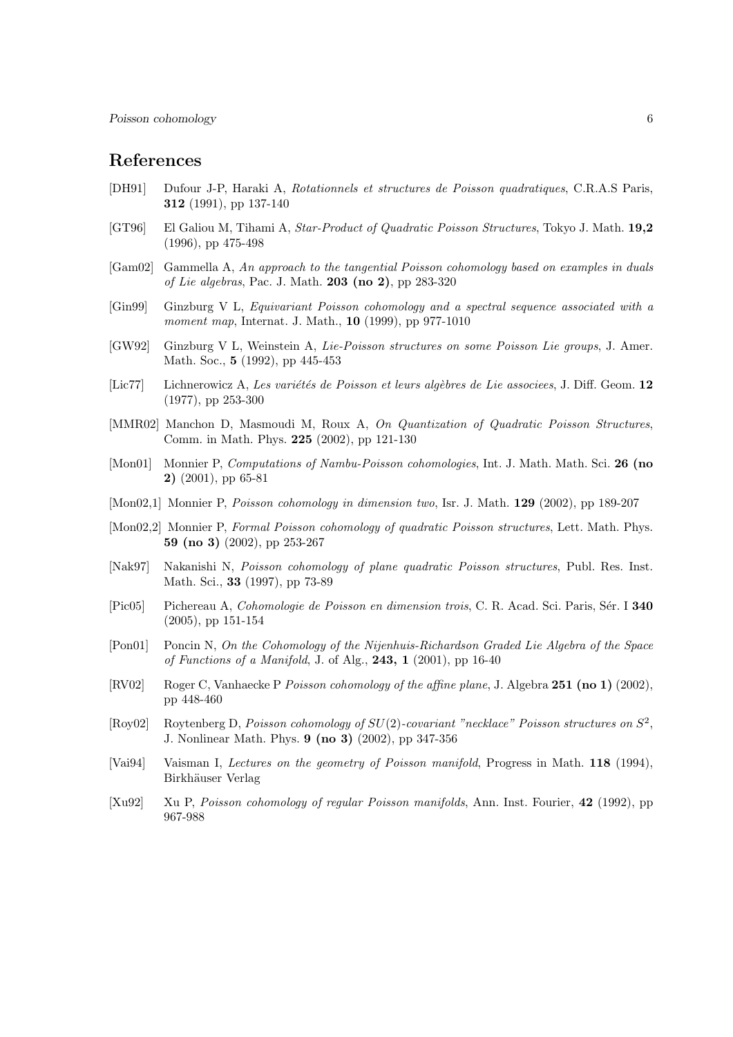## References

[DH91] Dufour J-P, Haraki A, *Rotationnels et structures de Poisson quadratiques*, C.R.A.S Paris, **312** (1991), pp 137-140

[GT96] El Galiou M, Tihami A, *Star-Product of Quadratic Poisson Structures*, Tokyo J. Math. **19,2** (1996), pp 475-498

[Gam02] Gammella A, *An approach to the tangential Poisson cohomology based on examples in duals of Lie algebras*, Pac. J. Math. **203 (no 2)**, pp 283-320

[Gin99] Ginzburg V L, *Equivariant Poisson cohomology and a spectral sequence associated with a moment map*, Internat. J. Math., **10** (1999), pp 977-1010

[GW92] Ginzburg V L, Weinstein A, *Lie-Poisson structures on some Poisson Lie groups*, J. Amer. Math. Soc., **5** (1992), pp 445-453

[Lic77] Lichnerowicz A, *Les variétés de Poisson et leurs algèbres de Lie associees*, J. Diff. Geom. **12** (1977), pp 253-300

[MMR02] Manchon D, Masmoudi M, Roux A, *On Quantization of Quadratic Poisson Structures*, Comm. in Math. Phys. **225** (2002), pp 121-130

[Mon01] Monnier P, *Computations of Nambu-Poisson cohomologies*, Int. J. Math. Math. Sci. **26 (no 2)** (2001), pp 65-81

[Mon02,1] Monnier P, *Poisson cohomology in dimension two*, Isr. J. Math. **129** (2002), pp 189-207

[Mon02,2] Monnier P, *Formal Poisson cohomology of quadratic Poisson structures*, Lett. Math. Phys. **59 (no 3)** (2002), pp 253-267

[Nak97] Nakanishi N, *Poisson cohomology of plane quadratic Poisson structures*, Publ. Res. Inst. Math. Sci., **33** (1997), pp 73-89

[Pic05] Pichereau A, *Cohomologie de Poisson en dimension trois*, C. R. Acad. Sci. Paris, Sér. I **340** (2005), pp 151-154

[Pon01] Poncin N, *On the Cohomology of the Nijenhuis-Richardson Graded Lie Algebra of the Space of Functions of a Manifold*, J. of Alg., **243, 1** (2001), pp 16-40

[RV02] Roger C, Vanhaecke P *Poisson cohomology of the affine plane*, J. Algebra **251 (no 1)** (2002), pp 448-460

[Roy02] Roytenberg D, *Poisson cohomology of $SU(2)$-covariant "necklace" Poisson structures on $S^2$*, J. Nonlinear Math. Phys. **9 (no 3)** (2002), pp 347-356

[Vai94] Vaisman I, *Lectures on the geometry of Poisson manifold*, Progress in Math. **118** (1994), Birkhäuser Verlag

[Xu92] Xu P, *Poisson cohomology of regular Poisson manifolds*, Ann. Inst. Fourier, **42** (1992), pp 967-988